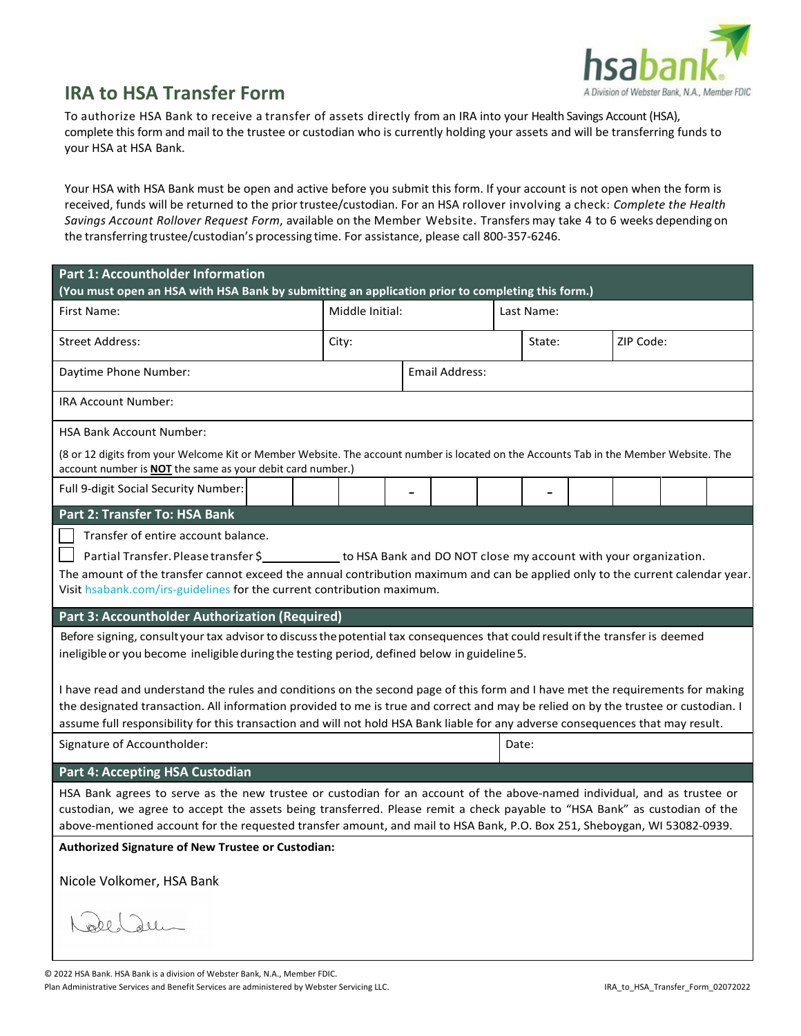# IRA to HSA Transfer Form

hsabank. A Division of Webster Bank, N.A., Member FDIC

To authorize HSA Bank to receive a transfer of assets directly from an IRA into your Health Savings Account (HSA), complete this form and mail to the trustee or custodian who is currently holding your assets and will be transferring funds to your HSA at HSA Bank.

Your HSA with HSA Bank must be open and active before you submit this form. If your account is not open when the form is received, funds will be returned to the prior trustee/custodian. For an HSA rollover involving a check: *Complete the Health Savings Account Rollover Request Form*, available on the Member Website. Transfers may take 4 to 6 weeks depending on the transferring trustee/custodian's processing time. For assistance, please call 800-357-6246.

## Part 1: Accountholder Information

**(You must open an HSA with HSA Bank by submitting an application prior to completing this form.)**

| First Name: | Middle Initial: | Last Name: | |
|---|---|---|---|
| Street Address: | City: | State: | ZIP Code: |
| Daytime Phone Number: | Email Address: | | |
| IRA Account Number: | | | |
| HSA Bank Account Number: | | | |

(8 or 12 digits from your Welcome Kit or Member Website. The account number is located on the Accounts Tab in the Member Website. The account number is **NOT** the same as your debit card number.)

Full 9-digit Social Security Number: ___ ___ ___ - ___ ___ - ___ ___ ___ ___

## Part 2: Transfer To: HSA Bank

☐ Transfer of entire account balance.

☐ Partial Transfer. Please transfer $__________ to HSA Bank and DO NOT close my account with your organization.

The amount of the transfer cannot exceed the annual contribution maximum and can be applied only to the current calendar year. Visit hsabank.com/irs-guidelines for the current contribution maximum.

## Part 3: Accountholder Authorization (Required)

Before signing, consult your tax advisor to discuss the potential tax consequences that could result if the transfer is deemed ineligible or you become ineligible during the testing period, defined below in guideline 5.

I have read and understand the rules and conditions on the second page of this form and I have met the requirements for making the designated transaction. All information provided to me is true and correct and may be relied on by the trustee or custodian. I assume full responsibility for this transaction and will not hold HSA Bank liable for any adverse consequences that may result.

| Signature of Accountholder: | Date: |
|---|---|

## Part 4: Accepting HSA Custodian

HSA Bank agrees to serve as the new trustee or custodian for an account of the above-named individual, and as trustee or custodian, we agree to accept the assets being transferred. Please remit a check payable to "HSA Bank" as custodian of the above-mentioned account for the requested transfer amount, and mail to HSA Bank, P.O. Box 251, Sheboygan, WI 53082-0939.

**Authorized Signature of New Trustee or Custodian:**

Nicole Volkomer, HSA Bank

© 2022 HSA Bank. HSA Bank is a division of Webster Bank, N.A., Member FDIC.
Plan Administrative Services and Benefit Services are administered by Webster Servicing LLC.

IRA_to_HSA_Transfer_Form_02072022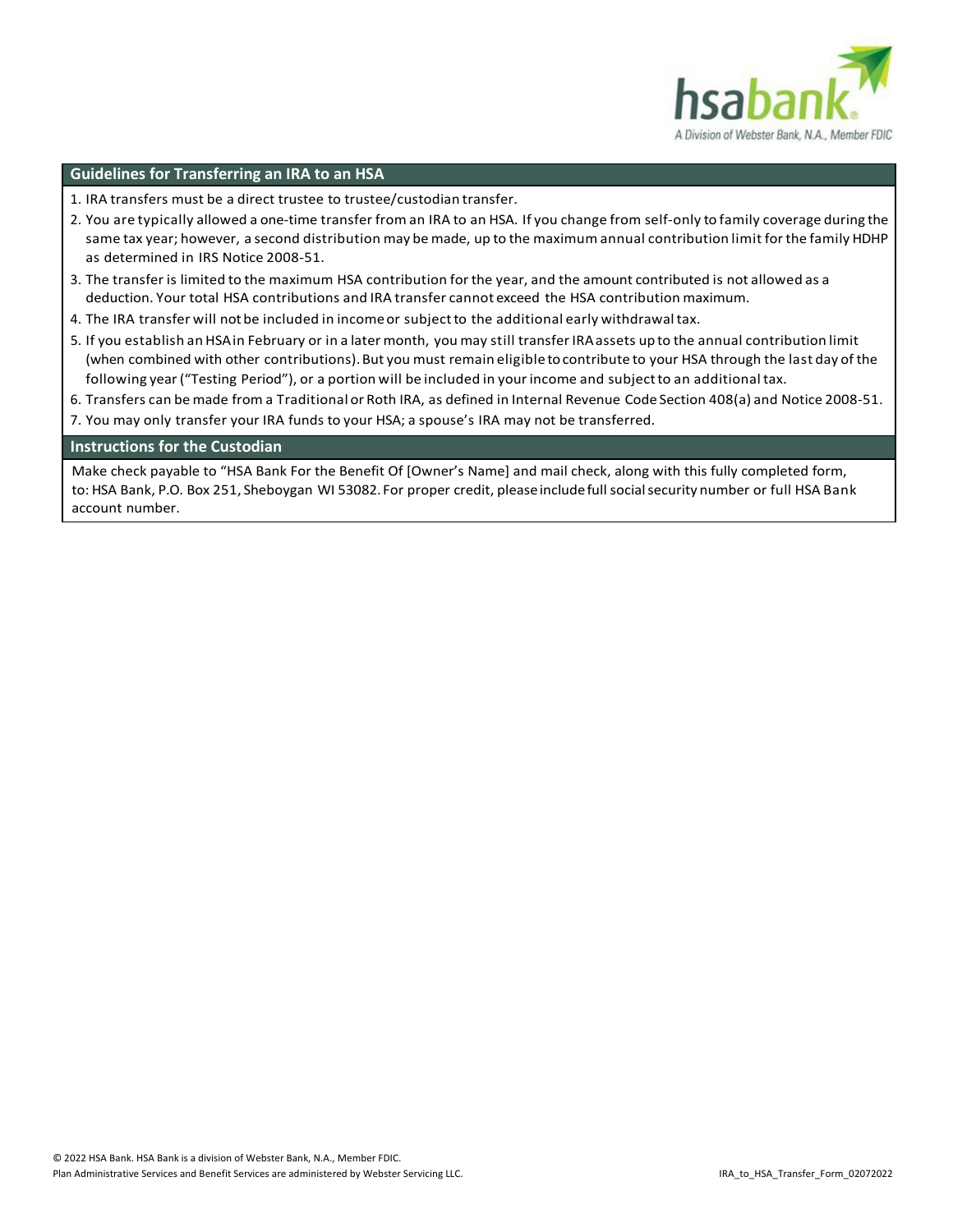## Guidelines for Transferring an IRA to an HSA

1. IRA transfers must be a direct trustee to trustee/custodian transfer.
2. You are typically allowed a one-time transfer from an IRA to an HSA. If you change from self-only to family coverage during the same tax year; however, a second distribution may be made, up to the maximum annual contribution limit for the family HDHP as determined in IRS Notice 2008-51.
3. The transfer is limited to the maximum HSA contribution for the year, and the amount contributed is not allowed as a deduction. Your total HSA contributions and IRA transfer cannot exceed the HSA contribution maximum.
4. The IRA transfer will not be included in income or subject to the additional early withdrawal tax.
5. If you establish an HSA in February or in a later month, you may still transfer IRA assets up to the annual contribution limit (when combined with other contributions). But you must remain eligible to contribute to your HSA through the last day of the following year ("Testing Period"), or a portion will be included in your income and subject to an additional tax.
6. Transfers can be made from a Traditional or Roth IRA, as defined in Internal Revenue Code Section 408(a) and Notice 2008-51.
7. You may only transfer your IRA funds to your HSA; a spouse's IRA may not be transferred.

## Instructions for the Custodian

Make check payable to "HSA Bank For the Benefit Of [Owner's Name] and mail check, along with this fully completed form, to: HSA Bank, P.O. Box 251, Sheboygan WI 53082. For proper credit, please include full social security number or full HSA Bank account number.

© 2022 HSA Bank. HSA Bank is a division of Webster Bank, N.A., Member FDIC.
Plan Administrative Services and Benefit Services are administered by Webster Servicing LLC.
IRA_to_HSA_Transfer_Form_02072022